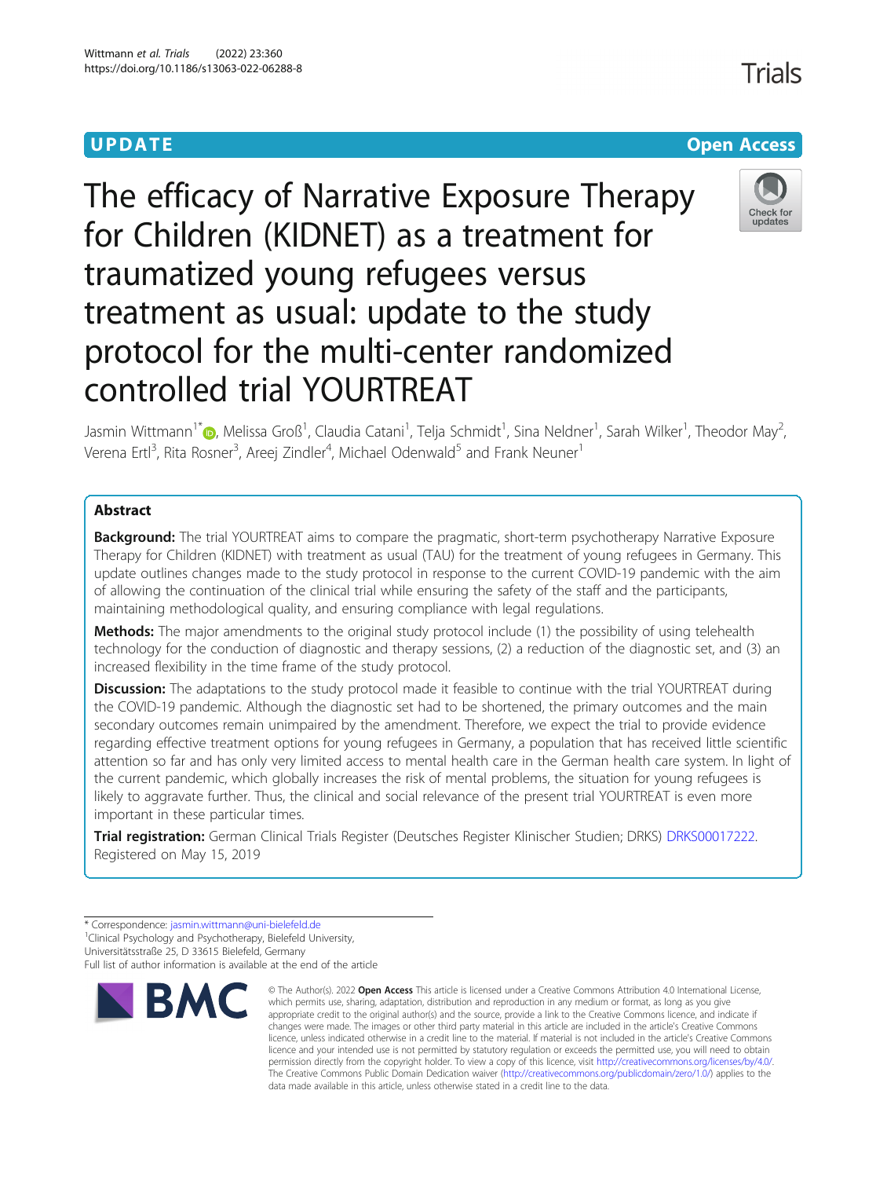UPDATE

Open Access

# The efficacy of Narrative Exposure Therapy for Children (KIDNET) as a treatment for traumatized young refugees versus treatment as usual: update to the study protocol for the multi-center randomized controlled trial YOURTREAT

Jasmin Wittmann[1*], Melissa Groß[1], Claudia Catani[1], Telja Schmidt[1], Sina Neldner[1], Sarah Wilker[1], Theodor May[2], Verena Ertl[3], Rita Rosner[3], Areej Zindler[4], Michael Odenwald[5] and Frank Neuner[1]

## Abstract

**Background:** The trial YOURTREAT aims to compare the pragmatic, short-term psychotherapy Narrative Exposure Therapy for Children (KIDNET) with treatment as usual (TAU) for the treatment of young refugees in Germany. This update outlines changes made to the study protocol in response to the current COVID-19 pandemic with the aim of allowing the continuation of the clinical trial while ensuring the safety of the staff and the participants, maintaining methodological quality, and ensuring compliance with legal regulations.

**Methods:** The major amendments to the original study protocol include (1) the possibility of using telehealth technology for the conduction of diagnostic and therapy sessions, (2) a reduction of the diagnostic set, and (3) an increased flexibility in the time frame of the study protocol.

**Discussion:** The adaptations to the study protocol made it feasible to continue with the trial YOURTREAT during the COVID-19 pandemic. Although the diagnostic set had to be shortened, the primary outcomes and the main secondary outcomes remain unimpaired by the amendment. Therefore, we expect the trial to provide evidence regarding effective treatment options for young refugees in Germany, a population that has received little scientific attention so far and has only very limited access to mental health care in the German health care system. In light of the current pandemic, which globally increases the risk of mental problems, the situation for young refugees is likely to aggravate further. Thus, the clinical and social relevance of the present trial YOURTREAT is even more important in these particular times.

**Trial registration:** German Clinical Trials Register (Deutsches Register Klinischer Studien; DRKS) DRKS00017222. Registered on May 15, 2019

\* Correspondence: jasmin.wittmann@uni-bielefeld.de

[1]Clinical Psychology and Psychotherapy, Bielefeld University, Universitätsstraße 25, D 33615 Bielefeld, Germany

Full list of author information is available at the end of the article

© The Author(s). 2022 **Open Access** This article is licensed under a Creative Commons Attribution 4.0 International License, which permits use, sharing, adaptation, distribution and reproduction in any medium or format, as long as you give appropriate credit to the original author(s) and the source, provide a link to the Creative Commons licence, and indicate if changes were made. The images or other third party material in this article are included in the article's Creative Commons licence, unless indicated otherwise in a credit line to the material. If material is not included in the article's Creative Commons licence and your intended use is not permitted by statutory regulation or exceeds the permitted use, you will need to obtain permission directly from the copyright holder. To view a copy of this licence, visit http://creativecommons.org/licenses/by/4.0/. The Creative Commons Public Domain Dedication waiver (http://creativecommons.org/publicdomain/zero/1.0/) applies to the data made available in this article, unless otherwise stated in a credit line to the data.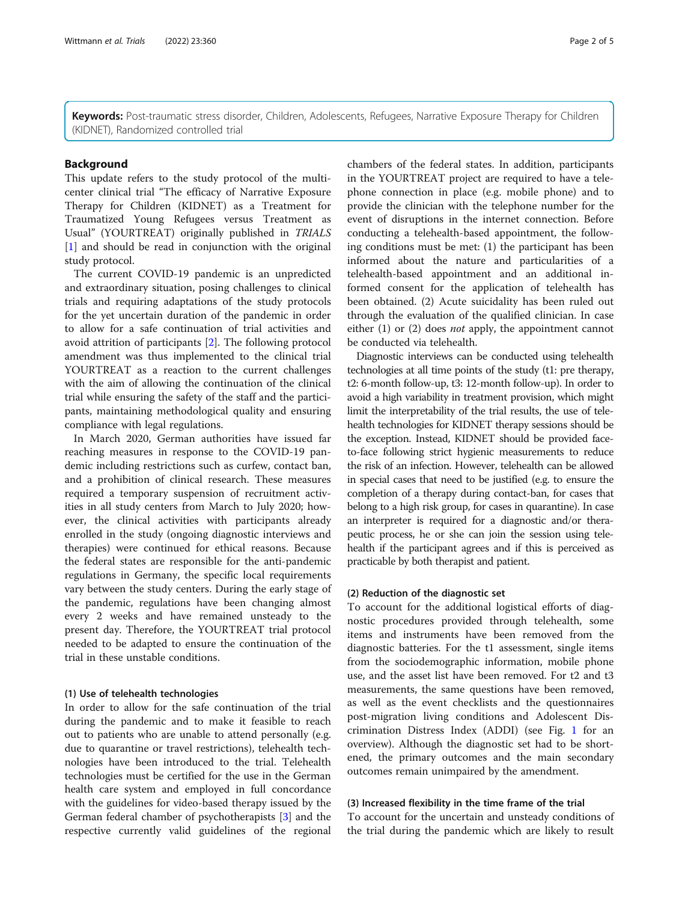**Keywords:** Post-traumatic stress disorder, Children, Adolescents, Refugees, Narrative Exposure Therapy for Children (KIDNET), Randomized controlled trial

## Background

This update refers to the study protocol of the multicenter clinical trial "The efficacy of Narrative Exposure Therapy for Children (KIDNET) as a Treatment for Traumatized Young Refugees versus Treatment as Usual" (YOURTREAT) originally published in *TRIALS* [1] and should be read in conjunction with the original study protocol.

The current COVID-19 pandemic is an unpredicted and extraordinary situation, posing challenges to clinical trials and requiring adaptations of the study protocols for the yet uncertain duration of the pandemic in order to allow for a safe continuation of trial activities and avoid attrition of participants [2]. The following protocol amendment was thus implemented to the clinical trial YOURTREAT as a reaction to the current challenges with the aim of allowing the continuation of the clinical trial while ensuring the safety of the staff and the participants, maintaining methodological quality and ensuring compliance with legal regulations.

In March 2020, German authorities have issued far reaching measures in response to the COVID-19 pandemic including restrictions such as curfew, contact ban, and a prohibition of clinical research. These measures required a temporary suspension of recruitment activities in all study centers from March to July 2020; however, the clinical activities with participants already enrolled in the study (ongoing diagnostic interviews and therapies) were continued for ethical reasons. Because the federal states are responsible for the anti-pandemic regulations in Germany, the specific local requirements vary between the study centers. During the early stage of the pandemic, regulations have been changing almost every 2 weeks and have remained unsteady to the present day. Therefore, the YOURTREAT trial protocol needed to be adapted to ensure the continuation of the trial in these unstable conditions.

### (1) Use of telehealth technologies

In order to allow for the safe continuation of the trial during the pandemic and to make it feasible to reach out to patients who are unable to attend personally (e.g. due to quarantine or travel restrictions), telehealth technologies have been introduced to the trial. Telehealth technologies must be certified for the use in the German health care system and employed in full concordance with the guidelines for video-based therapy issued by the German federal chamber of psychotherapists [3] and the respective currently valid guidelines of the regional chambers of the federal states. In addition, participants in the YOURTREAT project are required to have a telephone connection in place (e.g. mobile phone) and to provide the clinician with the telephone number for the event of disruptions in the internet connection. Before conducting a telehealth-based appointment, the following conditions must be met: (1) the participant has been informed about the nature and particularities of a telehealth-based appointment and an additional informed consent for the application of telehealth has been obtained. (2) Acute suicidality has been ruled out through the evaluation of the qualified clinician. In case either (1) or (2) does *not* apply, the appointment cannot be conducted via telehealth.

Diagnostic interviews can be conducted using telehealth technologies at all time points of the study (t1: pre therapy, t2: 6-month follow-up, t3: 12-month follow-up). In order to avoid a high variability in treatment provision, which might limit the interpretability of the trial results, the use of telehealth technologies for KIDNET therapy sessions should be the exception. Instead, KIDNET should be provided face-to-face following strict hygienic measurements to reduce the risk of an infection. However, telehealth can be allowed in special cases that need to be justified (e.g. to ensure the completion of a therapy during contact-ban, for cases that belong to a high risk group, for cases in quarantine). In case an interpreter is required for a diagnostic and/or therapeutic process, he or she can join the session using telehealth if the participant agrees and if this is perceived as practicable by both therapist and patient.

### (2) Reduction of the diagnostic set

To account for the additional logistical efforts of diagnostic procedures provided through telehealth, some items and instruments have been removed from the diagnostic batteries. For the t1 assessment, single items from the sociodemographic information, mobile phone use, and the asset list have been removed. For t2 and t3 measurements, the same questions have been removed, as well as the event checklists and the questionnaires post-migration living conditions and Adolescent Discrimination Distress Index (ADDI) (see Fig. 1 for an overview). Although the diagnostic set had to be shortened, the primary outcomes and the main secondary outcomes remain unimpaired by the amendment.

### (3) Increased flexibility in the time frame of the trial

To account for the uncertain and unsteady conditions of the trial during the pandemic which are likely to result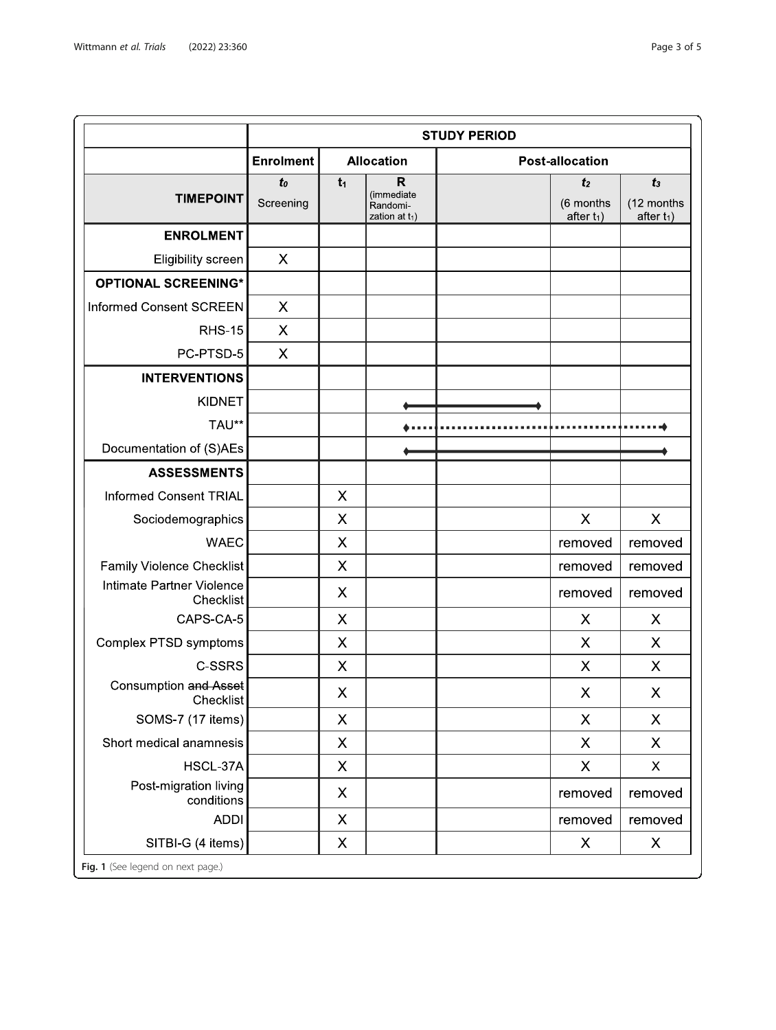| | STUDY PERIOD | | | | | |
|---|---|---|---|---|---|---|
| | Enrolment | Allocation | | Post-allocation | | |
| TIMEPOINT | $t_0$ Screening | $t_1$ | R (immediate Randomization at $t_1$) | | $t_2$ (6 months after $t_1$) | $t_3$ (12 months after $t_1$) |
| **ENROLMENT** | | | | | | |
| Eligibility screen | X | | | | | |
| **OPTIONAL SCREENING*** | | | | | | |
| Informed Consent SCREEN | X | | | | | |
| RHS-15 | X | | | | | |
| PC-PTSD-5 | X | | | | | |
| **INTERVENTIONS** | | | | | | |
| KIDNET | | | ◆——— | ———◆ | | |
| TAU** | | | ◆······ | ······ | ······ | ······◆ |
| Documentation of (S)AEs | | | ◆——— | ——— | ——— | ———◆ |
| **ASSESSMENTS** | | | | | | |
| Informed Consent TRIAL | | X | | | | |
| Sociodemographics | | X | | | X | X |
| WAEC | | X | | | removed | removed |
| Family Violence Checklist | | X | | | removed | removed |
| Intimate Partner Violence Checklist | | X | | | removed | removed |
| CAPS-CA-5 | | X | | | X | X |
| Complex PTSD symptoms | | X | | | X | X |
| C-SSRS | | X | | | X | X |
| Consumption ~~and Asset~~ Checklist | | X | | | X | X |
| SOMS-7 (17 items) | | X | | | X | X |
| Short medical anamnesis | | X | | | X | X |
| HSCL-37A | | X | | | X | X |
| Post-migration living conditions | | X | | | removed | removed |
| ADDI | | X | | | removed | removed |
| SITBI-G (4 items) | | X | | | X | X |

**Fig. 1** (See legend on next page.)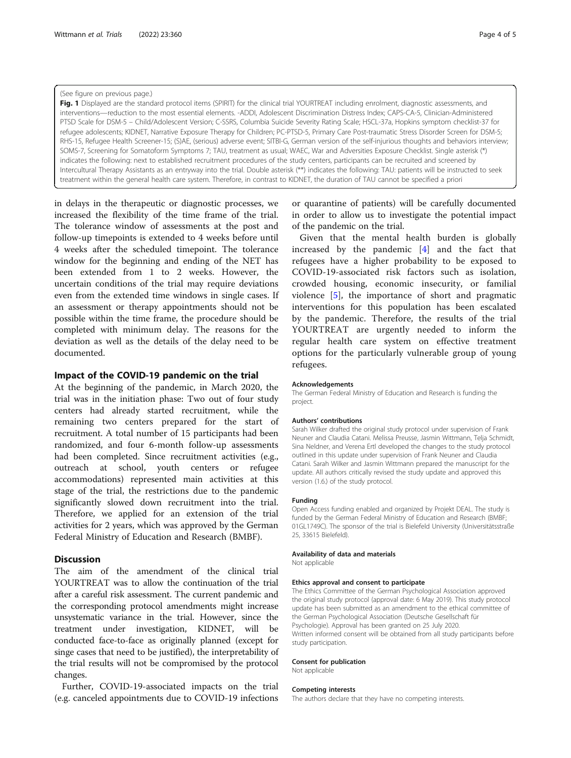(See figure on previous page.)

**Fig. 1** Displayed are the standard protocol items (SPIRIT) for the clinical trial YOURTREAT including enrolment, diagnostic assessments, and interventions—reduction to the most essential elements. -ADDI, Adolescent Discrimination Distress Index; CAPS-CA-5, Clinician-Administered PTSD Scale for DSM-5 – Child/Adolescent Version; C-SSRS, Columbia Suicide Severity Rating Scale; HSCL-37a, Hopkins symptom checklist-37 for refugee adolescents; KIDNET, Narrative Exposure Therapy for Children; PC-PTSD-5, Primary Care Post-traumatic Stress Disorder Screen for DSM-5; RHS-15, Refugee Health Screener-15; (S)AE, (serious) adverse event; SITBI-G, German version of the self-injurious thoughts and behaviors interview; SOMS-7, Screening for Somatoform Symptoms 7; TAU, treatment as usual; WAEC, War and Adversities Exposure Checklist. Single asterisk (*) indicates the following: next to established recruitment procedures of the study centers, participants can be recruited and screened by Intercultural Therapy Assistants as an entryway into the trial. Double asterisk (**) indicates the following: TAU: patients will be instructed to seek treatment within the general health care system. Therefore, in contrast to KIDNET, the duration of TAU cannot be specified a priori

in delays in the therapeutic or diagnostic processes, we increased the flexibility of the time frame of the trial. The tolerance window of assessments at the post and follow-up timepoints is extended to 4 weeks before until 4 weeks after the scheduled timepoint. The tolerance window for the beginning and ending of the NET has been extended from 1 to 2 weeks. However, the uncertain conditions of the trial may require deviations even from the extended time windows in single cases. If an assessment or therapy appointments should not be possible within the time frame, the procedure should be completed with minimum delay. The reasons for the deviation as well as the details of the delay need to be documented.

## Impact of the COVID-19 pandemic on the trial

At the beginning of the pandemic, in March 2020, the trial was in the initiation phase: Two out of four study centers had already started recruitment, while the remaining two centers prepared for the start of recruitment. A total number of 15 participants had been randomized, and four 6-month follow-up assessments had been completed. Since recruitment activities (e.g., outreach at school, youth centers or refugee accommodations) represented main activities at this stage of the trial, the restrictions due to the pandemic significantly slowed down recruitment into the trial. Therefore, we applied for an extension of the trial activities for 2 years, which was approved by the German Federal Ministry of Education and Research (BMBF).

## Discussion

The aim of the amendment of the clinical trial YOURTREAT was to allow the continuation of the trial after a careful risk assessment. The current pandemic and the corresponding protocol amendments might increase unsystematic variance in the trial. However, since the treatment under investigation, KIDNET, will be conducted face-to-face as originally planned (except for singe cases that need to be justified), the interpretability of the trial results will not be compromised by the protocol changes.

Further, COVID-19-associated impacts on the trial (e.g. canceled appointments due to COVID-19 infections or quarantine of patients) will be carefully documented in order to allow us to investigate the potential impact of the pandemic on the trial.

Given that the mental health burden is globally increased by the pandemic [4] and the fact that refugees have a higher probability to be exposed to COVID-19-associated risk factors such as isolation, crowded housing, economic insecurity, or familial violence [5], the importance of short and pragmatic interventions for this population has been escalated by the pandemic. Therefore, the results of the trial YOURTREAT are urgently needed to inform the regular health care system on effective treatment options for the particularly vulnerable group of young refugees.

### Acknowledgements

The German Federal Ministry of Education and Research is funding the project.

### Authors' contributions

Sarah Wilker drafted the original study protocol under supervision of Frank Neuner and Claudia Catani. Melissa Preusse, Jasmin Wittmann, Telja Schmidt, Sina Neldner, and Verena Ertl developed the changes to the study protocol outlined in this update under supervision of Frank Neuner and Claudia Catani. Sarah Wilker and Jasmin Wittmann prepared the manuscript for the update. All authors critically revised the study update and approved this version (1.6.) of the study protocol.

### Funding

Open Access funding enabled and organized by Projekt DEAL. The study is funded by the German Federal Ministry of Education and Research (BMBF; 01GL1749C). The sponsor of the trial is Bielefeld University (Universitätsstraße 25, 33615 Bielefeld).

### Availability of data and materials

Not applicable

### Ethics approval and consent to participate

The Ethics Committee of the German Psychological Association approved the original study protocol (approval date: 6 May 2019). This study protocol update has been submitted as an amendment to the ethical committee of the German Psychological Association (Deutsche Gesellschaft für Psychologie). Approval has been granted on 25 July 2020.
Written informed consent will be obtained from all study participants before study participation.

### Consent for publication

Not applicable

### Competing interests

The authors declare that they have no competing interests.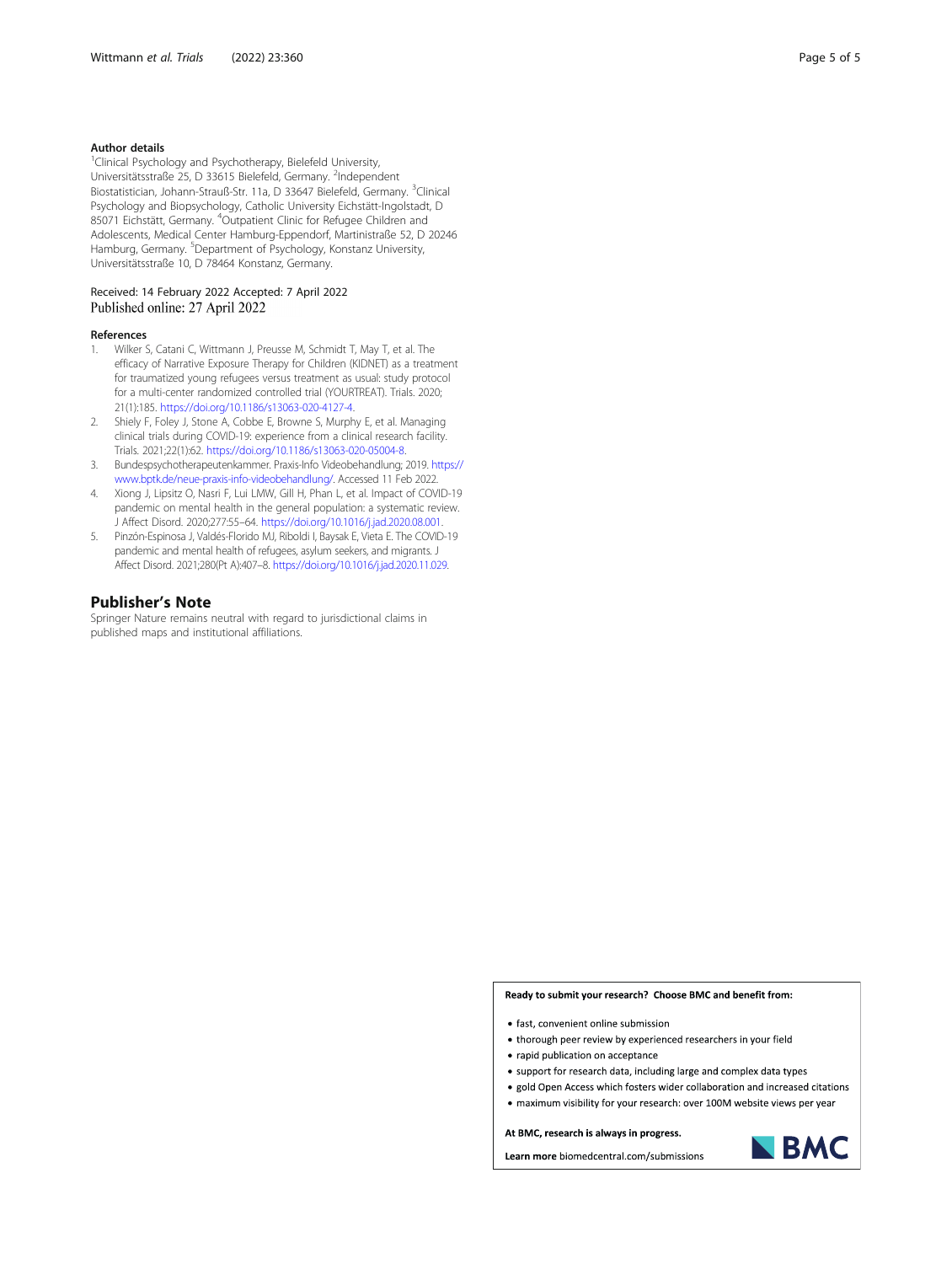#### Author details

[1]Clinical Psychology and Psychotherapy, Bielefeld University, Universitätsstraße 25, D 33615 Bielefeld, Germany. [2]Independent Biostatistician, Johann-Strauß-Str. 11a, D 33647 Bielefeld, Germany. [3]Clinical Psychology and Biopsychology, Catholic University Eichstätt-Ingolstadt, D 85071 Eichstätt, Germany. [4]Outpatient Clinic for Refugee Children and Adolescents, Medical Center Hamburg-Eppendorf, Martinistraße 52, D 20246 Hamburg, Germany. [5]Department of Psychology, Konstanz University, Universitätsstraße 10, D 78464 Konstanz, Germany.

Received: 14 February 2022 Accepted: 7 April 2022
Published online: 27 April 2022

#### References

1. Wilker S, Catani C, Wittmann J, Preusse M, Schmidt T, May T, et al. The efficacy of Narrative Exposure Therapy for Children (KIDNET) as a treatment for traumatized young refugees versus treatment as usual: study protocol for a multi-center randomized controlled trial (YOURTREAT). Trials. 2020; 21(1):185. https://doi.org/10.1186/s13063-020-4127-4.
2. Shiely F, Foley J, Stone A, Cobbe E, Browne S, Murphy E, et al. Managing clinical trials during COVID-19: experience from a clinical research facility. Trials. 2021;22(1):62. https://doi.org/10.1186/s13063-020-05004-8.
3. Bundespsychotherapeutenkammer. Praxis-Info Videobehandlung; 2019. https://www.bptk.de/neue-praxis-info-videobehandlung/. Accessed 11 Feb 2022.
4. Xiong J, Lipsitz O, Nasri F, Lui LMW, Gill H, Phan L, et al. Impact of COVID-19 pandemic on mental health in the general population: a systematic review. J Affect Disord. 2020;277:55–64. https://doi.org/10.1016/j.jad.2020.08.001.
5. Pinzón-Espinosa J, Valdés-Florido MJ, Riboldi I, Baysak E, Vieta E. The COVID-19 pandemic and mental health of refugees, asylum seekers, and migrants. J Affect Disord. 2021;280(Pt A):407–8. https://doi.org/10.1016/j.jad.2020.11.029.

## Publisher's Note

Springer Nature remains neutral with regard to jurisdictional claims in published maps and institutional affiliations.

**Ready to submit your research? Choose BMC and benefit from:**

- fast, convenient online submission
- thorough peer review by experienced researchers in your field
- rapid publication on acceptance
- support for research data, including large and complex data types
- gold Open Access which fosters wider collaboration and increased citations
- maximum visibility for your research: over 100M website views per year

**At BMC, research is always in progress.**

**Learn more** biomedcentral.com/submissions

BMC